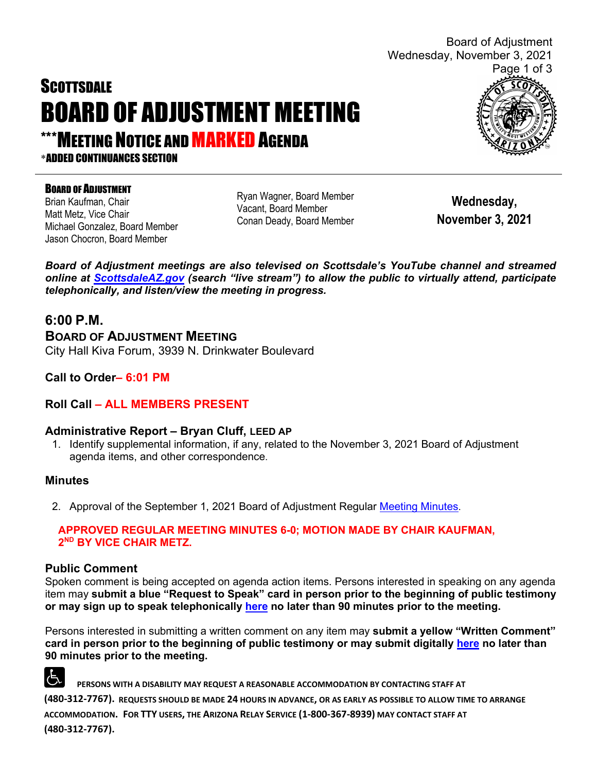# SCOTTSDALE BOARD OF ADJUSTMENT MEETING

## ***MEETING NOTICE AND MARKED AGENDA

*ADDED CONTINUANCES SECTION

**BOARD OF ADJUSTMENT**

Brian Kaufman, Chair
Matt Metz, Vice Chair
Michael Gonzalez, Board Member
Jason Chocron, Board Member
Ryan Wagner, Board Member
Vacant, Board Member
Conan Deady, Board Member

**Wednesday, November 3, 2021**

***Board of Adjustment meetings are also televised on Scottsdale's YouTube channel and streamed online at ScottsdaleAZ.gov (search "live stream") to allow the public to virtually attend, participate telephonically, and listen/view the meeting in progress.***

## 6:00 P.M.

### BOARD OF ADJUSTMENT MEETING

City Hall Kiva Forum, 3939 N. Drinkwater Boulevard

**Call to Order– 6:01 PM**

**Roll Call – ALL MEMBERS PRESENT**

### Administrative Report – Bryan Cluff, LEED AP

1. Identify supplemental information, if any, related to the November 3, 2021 Board of Adjustment agenda items, and other correspondence.

### Minutes

2. Approval of the September 1, 2021 Board of Adjustment Regular Meeting Minutes.

**APPROVED REGULAR MEETING MINUTES 6-0; MOTION MADE BY CHAIR KAUFMAN, 2ND BY VICE CHAIR METZ.**

### Public Comment

Spoken comment is being accepted on agenda action items. Persons interested in speaking on any agenda item may **submit a blue "Request to Speak" card in person prior to the beginning of public testimony or may sign up to speak telephonically here no later than 90 minutes prior to the meeting.**

Persons interested in submitting a written comment on any item may **submit a yellow "Written Comment" card in person prior to the beginning of public testimony or may submit digitally here no later than 90 minutes prior to the meeting.**

**PERSONS WITH A DISABILITY MAY REQUEST A REASONABLE ACCOMMODATION BY CONTACTING STAFF AT (480-312-7767). REQUESTS SHOULD BE MADE 24 HOURS IN ADVANCE, OR AS EARLY AS POSSIBLE TO ALLOW TIME TO ARRANGE ACCOMMODATION. FOR TTY USERS, THE ARIZONA RELAY SERVICE (1-800-367-8939) MAY CONTACT STAFF AT (480-312-7767).**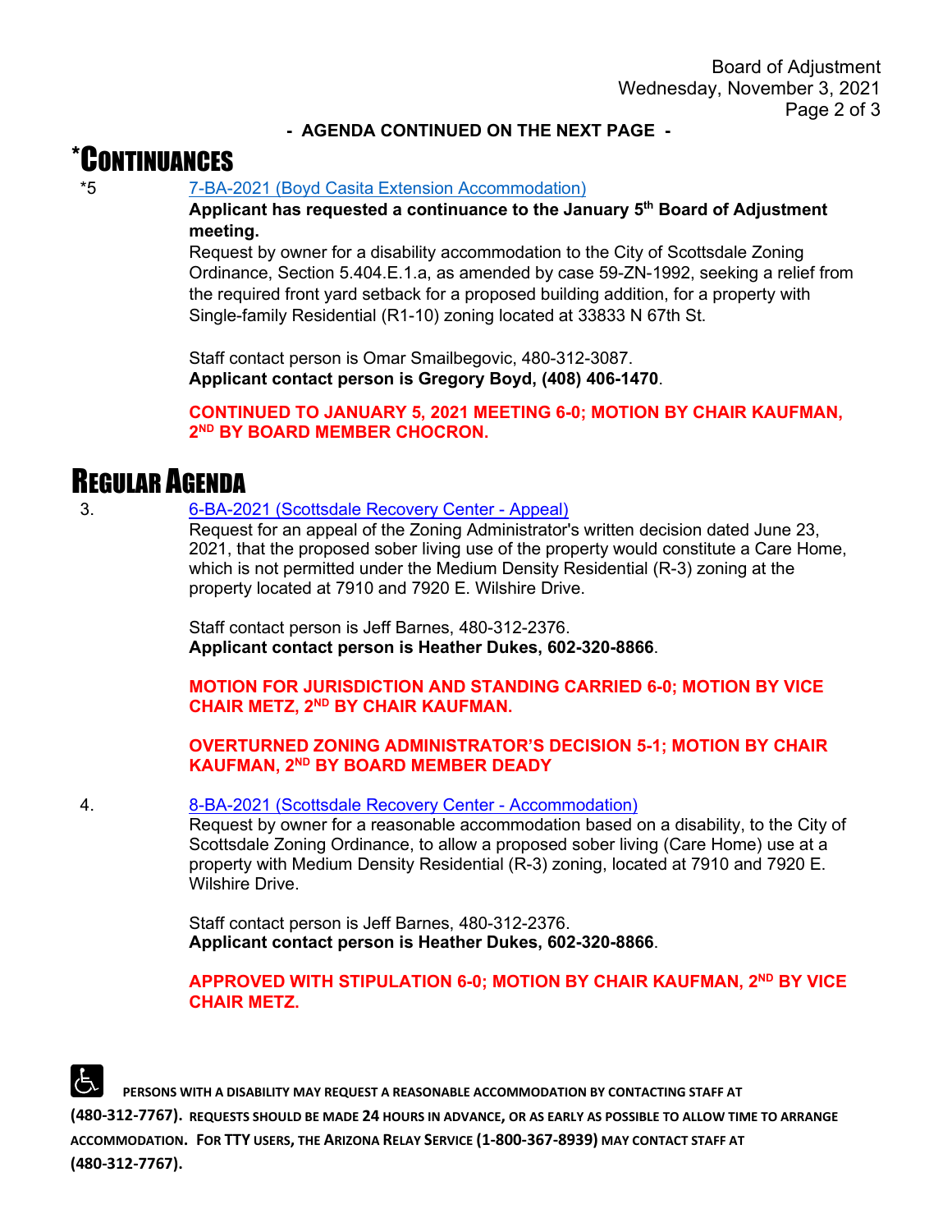**- AGENDA CONTINUED ON THE NEXT PAGE -**

# *CONTINUANCES

*5 7-BA-2021 (Boyd Casita Extension Accommodation)

**Applicant has requested a continuance to the January 5th Board of Adjustment meeting.**

Request by owner for a disability accommodation to the City of Scottsdale Zoning Ordinance, Section 5.404.E.1.a, as amended by case 59-ZN-1992, seeking a relief from the required front yard setback for a proposed building addition, for a property with Single-family Residential (R1-10) zoning located at 33833 N 67th St.

Staff contact person is Omar Smailbegovic, 480-312-3087.
**Applicant contact person is Gregory Boyd, (408) 406-1470**.

**CONTINUED TO JANUARY 5, 2021 MEETING 6-0; MOTION BY CHAIR KAUFMAN, 2ND BY BOARD MEMBER CHOCRON.**

# REGULAR AGENDA

3. 6-BA-2021 (Scottsdale Recovery Center - Appeal)

Request for an appeal of the Zoning Administrator's written decision dated June 23, 2021, that the proposed sober living use of the property would constitute a Care Home, which is not permitted under the Medium Density Residential (R-3) zoning at the property located at 7910 and 7920 E. Wilshire Drive.

Staff contact person is Jeff Barnes, 480-312-2376.
**Applicant contact person is Heather Dukes, 602-320-8866**.

**MOTION FOR JURISDICTION AND STANDING CARRIED 6-0; MOTION BY VICE CHAIR METZ, 2ND BY CHAIR KAUFMAN.**

**OVERTURNED ZONING ADMINISTRATOR'S DECISION 5-1; MOTION BY CHAIR KAUFMAN, 2ND BY BOARD MEMBER DEADY**

4. 8-BA-2021 (Scottsdale Recovery Center - Accommodation)

Request by owner for a reasonable accommodation based on a disability, to the City of Scottsdale Zoning Ordinance, to allow a proposed sober living (Care Home) use at a property with Medium Density Residential (R-3) zoning, located at 7910 and 7920 E. Wilshire Drive.

Staff contact person is Jeff Barnes, 480-312-2376.
**Applicant contact person is Heather Dukes, 602-320-8866**.

**APPROVED WITH STIPULATION 6-0; MOTION BY CHAIR KAUFMAN, 2ND BY VICE CHAIR METZ.**

**PERSONS WITH A DISABILITY MAY REQUEST A REASONABLE ACCOMMODATION BY CONTACTING STAFF AT (480-312-7767). REQUESTS SHOULD BE MADE 24 HOURS IN ADVANCE, OR AS EARLY AS POSSIBLE TO ALLOW TIME TO ARRANGE ACCOMMODATION. FOR TTY USERS, THE ARIZONA RELAY SERVICE (1-800-367-8939) MAY CONTACT STAFF AT (480-312-7767).**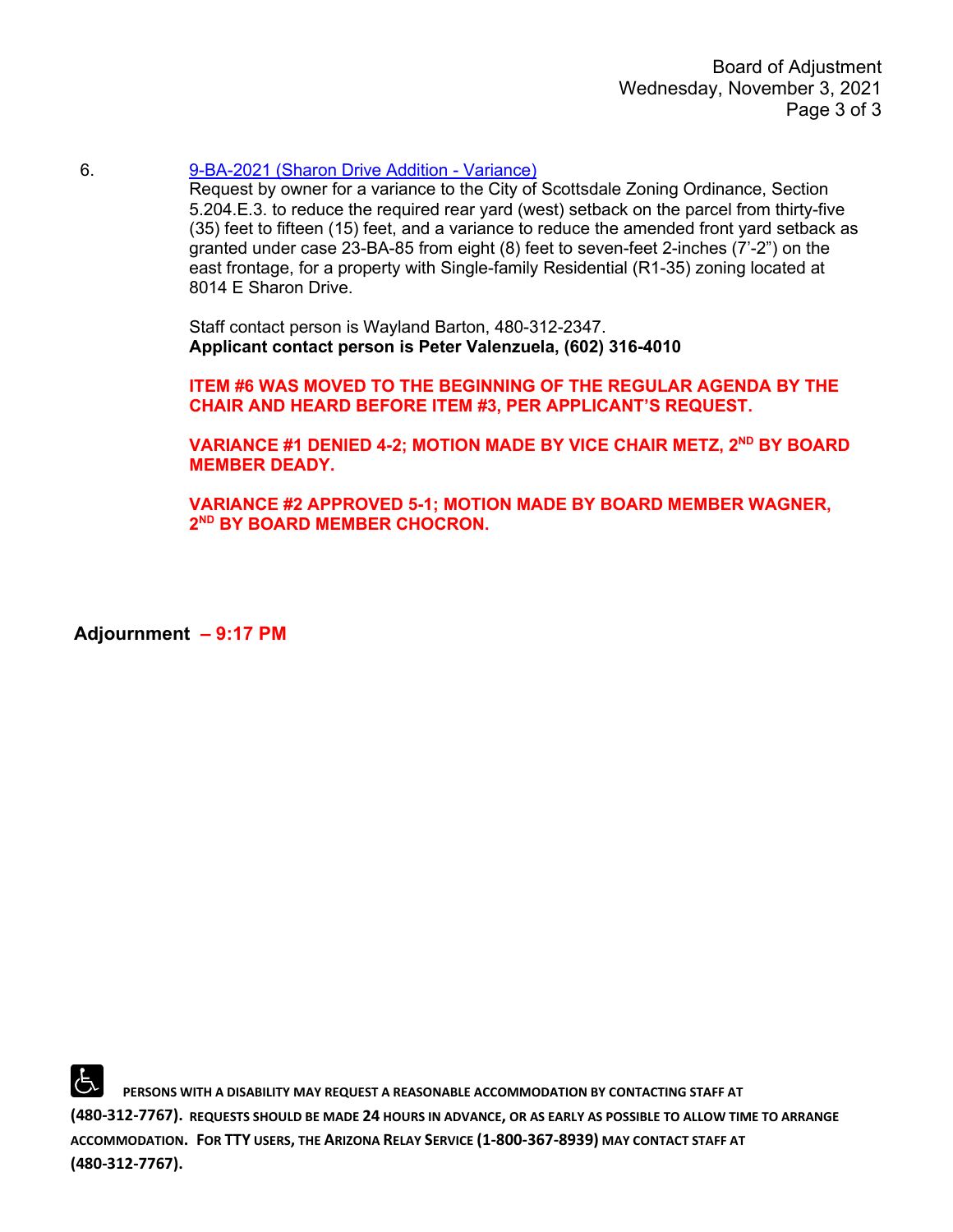6. [9-BA-2021 (Sharon Drive Addition - Variance)]

Request by owner for a variance to the City of Scottsdale Zoning Ordinance, Section 5.204.E.3. to reduce the required rear yard (west) setback on the parcel from thirty-five (35) feet to fifteen (15) feet, and a variance to reduce the amended front yard setback as granted under case 23-BA-85 from eight (8) feet to seven-feet 2-inches (7'-2") on the east frontage, for a property with Single-family Residential (R1-35) zoning located at 8014 E Sharon Drive.

Staff contact person is Wayland Barton, 480-312-2347.
**Applicant contact person is Peter Valenzuela, (602) 316-4010**

**ITEM #6 WAS MOVED TO THE BEGINNING OF THE REGULAR AGENDA BY THE CHAIR AND HEARD BEFORE ITEM #3, PER APPLICANT'S REQUEST.**

**VARIANCE #1 DENIED 4-2; MOTION MADE BY VICE CHAIR METZ, 2ND BY BOARD MEMBER DEADY.**

**VARIANCE #2 APPROVED 5-1; MOTION MADE BY BOARD MEMBER WAGNER, 2ND BY BOARD MEMBER CHOCRON.**

**Adjournment – 9:17 PM**

PERSONS WITH A DISABILITY MAY REQUEST A REASONABLE ACCOMMODATION BY CONTACTING STAFF AT (480-312-7767). REQUESTS SHOULD BE MADE 24 HOURS IN ADVANCE, OR AS EARLY AS POSSIBLE TO ALLOW TIME TO ARRANGE ACCOMMODATION. FOR TTY USERS, THE ARIZONA RELAY SERVICE (1-800-367-8939) MAY CONTACT STAFF AT (480-312-7767).